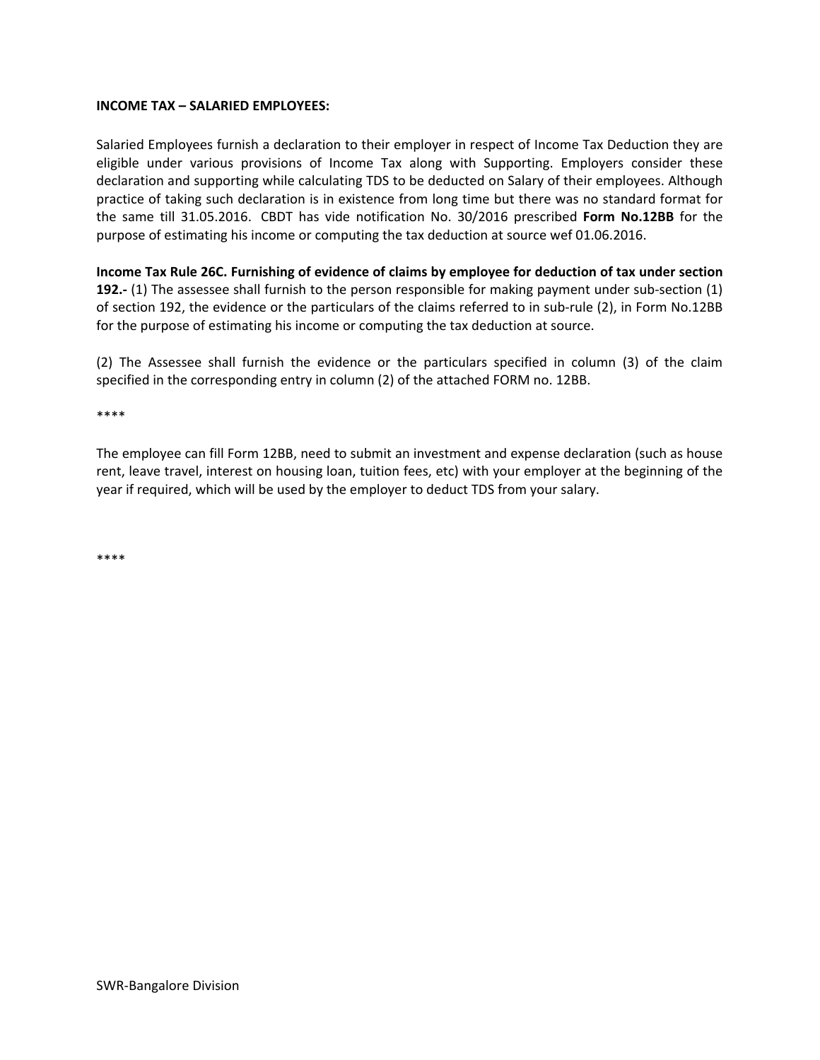**INCOME TAX – SALARIED EMPLOYEES:**

Salaried Employees furnish a declaration to their employer in respect of Income Tax Deduction they are eligible under various provisions of Income Tax along with Supporting. Employers consider these declaration and supporting while calculating TDS to be deducted on Salary of their employees. Although practice of taking such declaration is in existence from long time but there was no standard format for the same till 31.05.2016. CBDT has vide notification No. 30/2016 prescribed **Form No.12BB** for the purpose of estimating his income or computing the tax deduction at source wef 01.06.2016.

**Income Tax Rule 26C. Furnishing of evidence of claims by employee for deduction of tax under section 192.-** (1) The assessee shall furnish to the person responsible for making payment under sub-section (1) of section 192, the evidence or the particulars of the claims referred to in sub-rule (2), in Form No.12BB for the purpose of estimating his income or computing the tax deduction at source.

(2) The Assessee shall furnish the evidence or the particulars specified in column (3) of the claim specified in the corresponding entry in column (2) of the attached FORM no. 12BB.

****

The employee can fill Form 12BB, need to submit an investment and expense declaration (such as house rent, leave travel, interest on housing loan, tuition fees, etc) with your employer at the beginning of the year if required, which will be used by the employer to deduct TDS from your salary.

****

SWR-Bangalore Division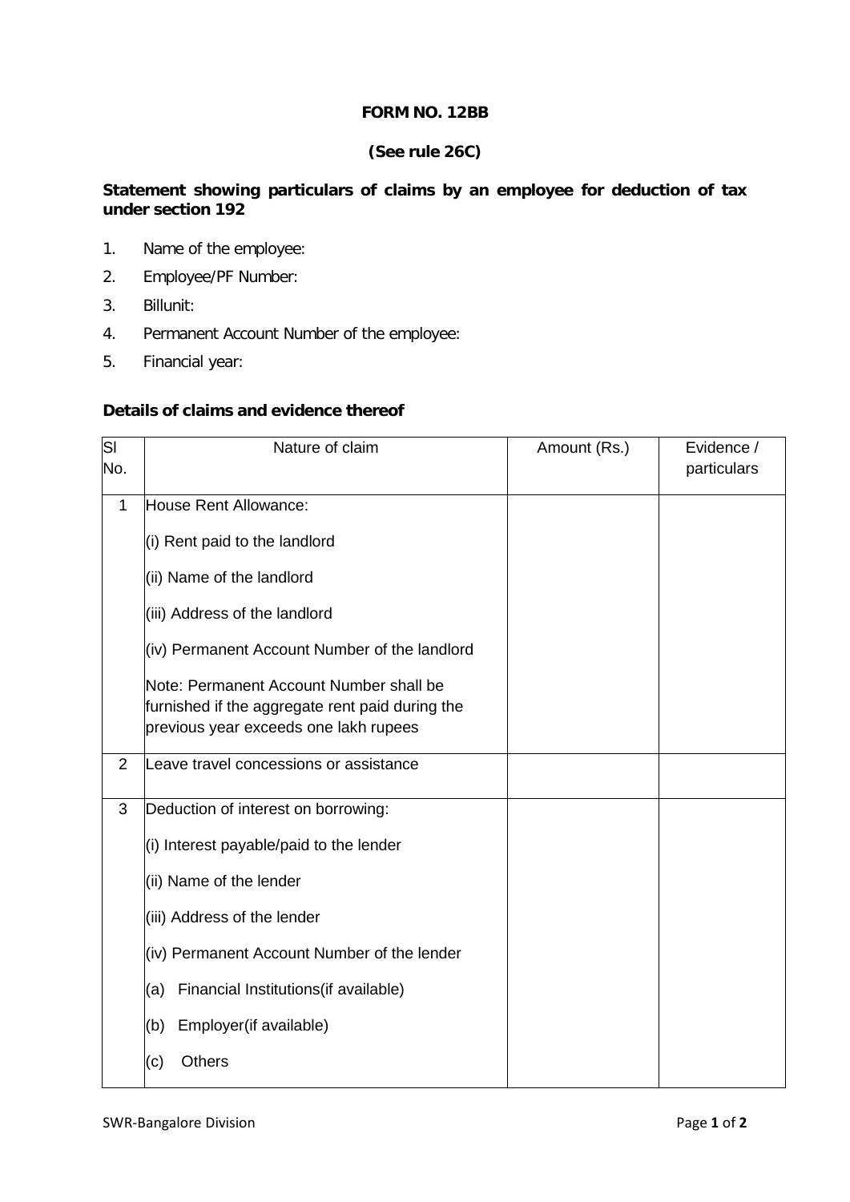**FORM NO. 12BB**

**(See rule 26C)**

**Statement showing particulars of claims by an employee for deduction of tax under section 192**

1. Name of the employee:
2. Employee/PF Number:
3. Billunit:
4. Permanent Account Number of the employee:
5. Financial year:

**Details of claims and evidence thereof**

| Sl No. | Nature of claim | Amount (Rs.) | Evidence / particulars |
|---|---|---|---|
| 1 | House Rent Allowance:<br><br>(i) Rent paid to the landlord<br><br>(ii) Name of the landlord<br><br>(iii) Address of the landlord<br><br>(iv) Permanent Account Number of the landlord<br><br>Note: Permanent Account Number shall be furnished if the aggregate rent paid during the previous year exceeds one lakh rupees | | |
| 2 | Leave travel concessions or assistance | | |
| 3 | Deduction of interest on borrowing:<br><br>(i) Interest payable/paid to the lender<br><br>(ii) Name of the lender<br><br>(iii) Address of the lender<br><br>(iv) Permanent Account Number of the lender<br><br>(a) Financial Institutions(if available)<br><br>(b) Employer(if available)<br><br>(c) Others | | |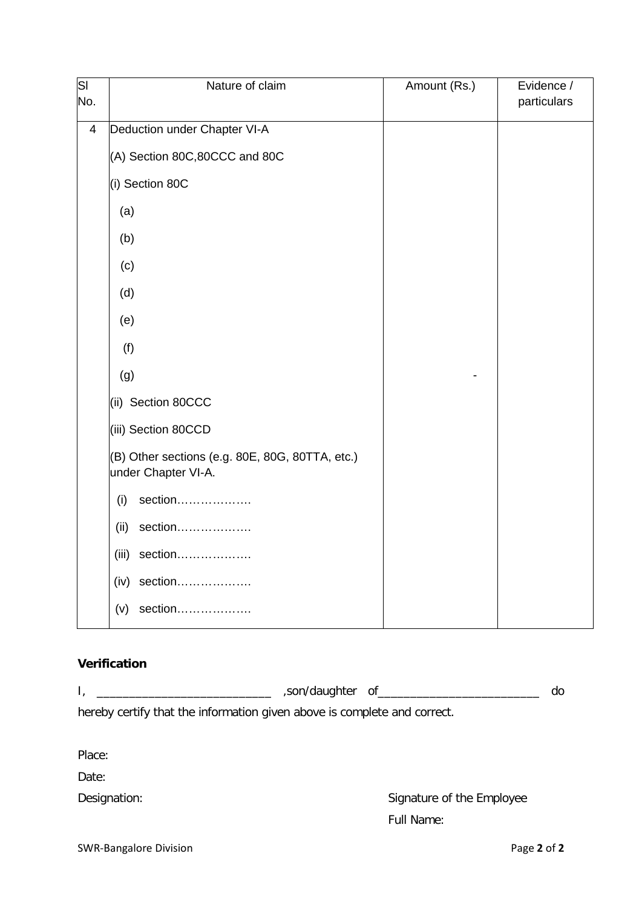| Sl No. | Nature of claim | Amount (Rs.) | Evidence / particulars |
|---|---|---|---|
| 4 | Deduction under Chapter VI-A | | |
| | (A) Section 80C,80CCC and 80C | | |
| | (i) Section 80C | | |
| | (a) | | |
| | (b) | | |
| | (c) | | |
| | (d) | | |
| | (e) | | |
| | (f) | | |
| | (g) | - | |
| | (ii) Section 80CCC | | |
| | (iii) Section 80CCD | | |
| | (B) Other sections (e.g. 80E, 80G, 80TTA, etc.) under Chapter VI-A. | | |
| | (i) section………………. | | |
| | (ii) section………………. | | |
| | (iii) section………………. | | |
| | (iv) section………………. | | |
| | (v) section………………. | | |

**Verification**

I, __________________________ ,son/daughter of________________________ do hereby certify that the information given above is complete and correct.

Place:

Date:

Designation:

Signature of the Employee

Full Name:

SWR-Bangalore Division